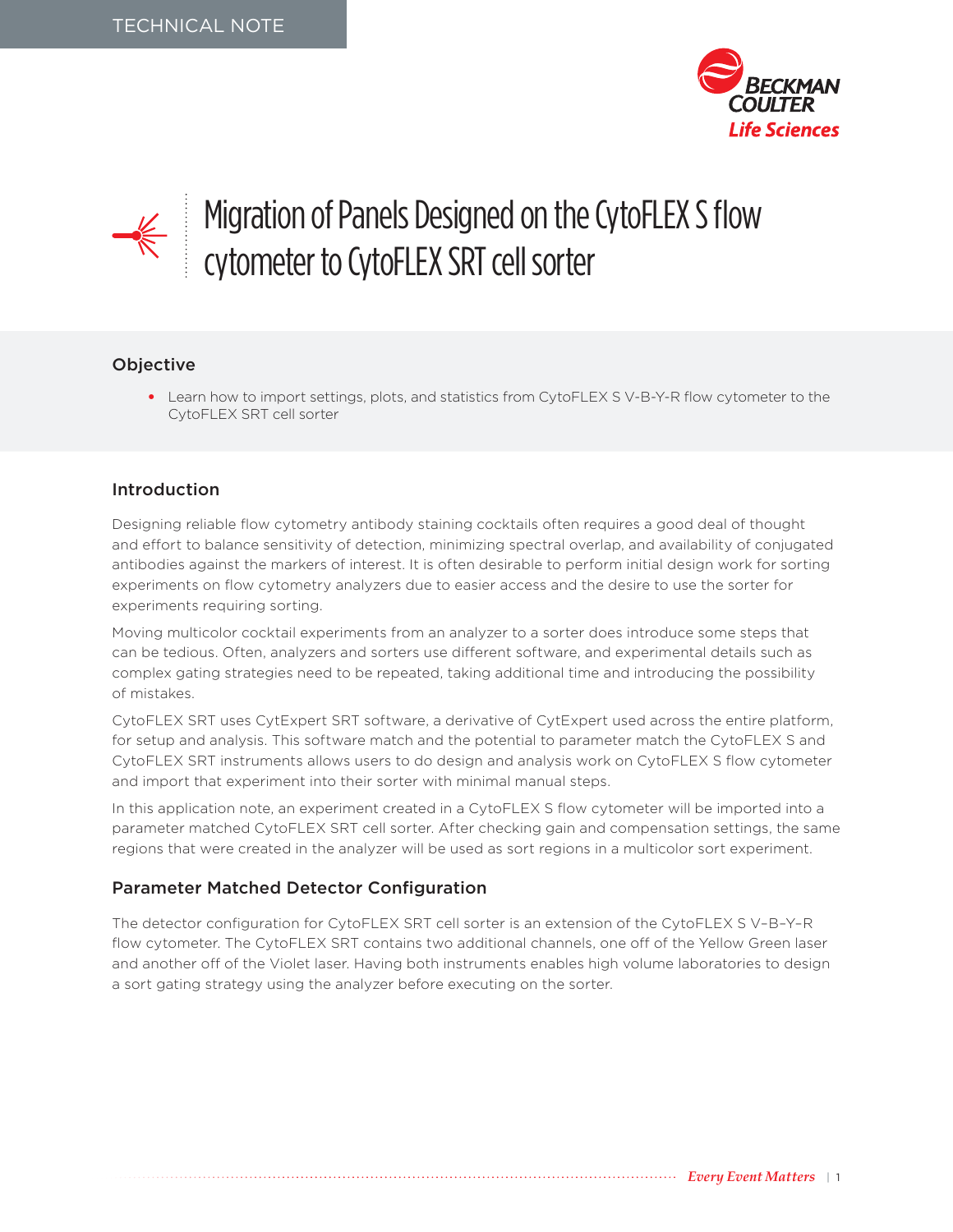TECHNICAL NOTE

# Migration of Panels Designed on the CytoFLEX S flow cytometer to CytoFLEX SRT cell sorter

## Objective

- Learn how to import settings, plots, and statistics from CytoFLEX S V-B-Y-R flow cytometer to the CytoFLEX SRT cell sorter

## Introduction

Designing reliable flow cytometry antibody staining cocktails often requires a good deal of thought and effort to balance sensitivity of detection, minimizing spectral overlap, and availability of conjugated antibodies against the markers of interest. It is often desirable to perform initial design work for sorting experiments on flow cytometry analyzers due to easier access and the desire to use the sorter for experiments requiring sorting.

Moving multicolor cocktail experiments from an analyzer to a sorter does introduce some steps that can be tedious. Often, analyzers and sorters use different software, and experimental details such as complex gating strategies need to be repeated, taking additional time and introducing the possibility of mistakes.

CytoFLEX SRT uses CytExpert SRT software, a derivative of CytExpert used across the entire platform, for setup and analysis. This software match and the potential to parameter match the CytoFLEX S and CytoFLEX SRT instruments allows users to do design and analysis work on CytoFLEX S flow cytometer and import that experiment into their sorter with minimal manual steps.

In this application note, an experiment created in a CytoFLEX S flow cytometer will be imported into a parameter matched CytoFLEX SRT cell sorter. After checking gain and compensation settings, the same regions that were created in the analyzer will be used as sort regions in a multicolor sort experiment.

### Parameter Matched Detector Configuration

The detector configuration for CytoFLEX SRT cell sorter is an extension of the CytoFLEX S V–B–Y–R flow cytometer. The CytoFLEX SRT contains two additional channels, one off of the Yellow Green laser and another off of the Violet laser. Having both instruments enables high volume laboratories to design a sort gating strategy using the analyzer before executing on the sorter.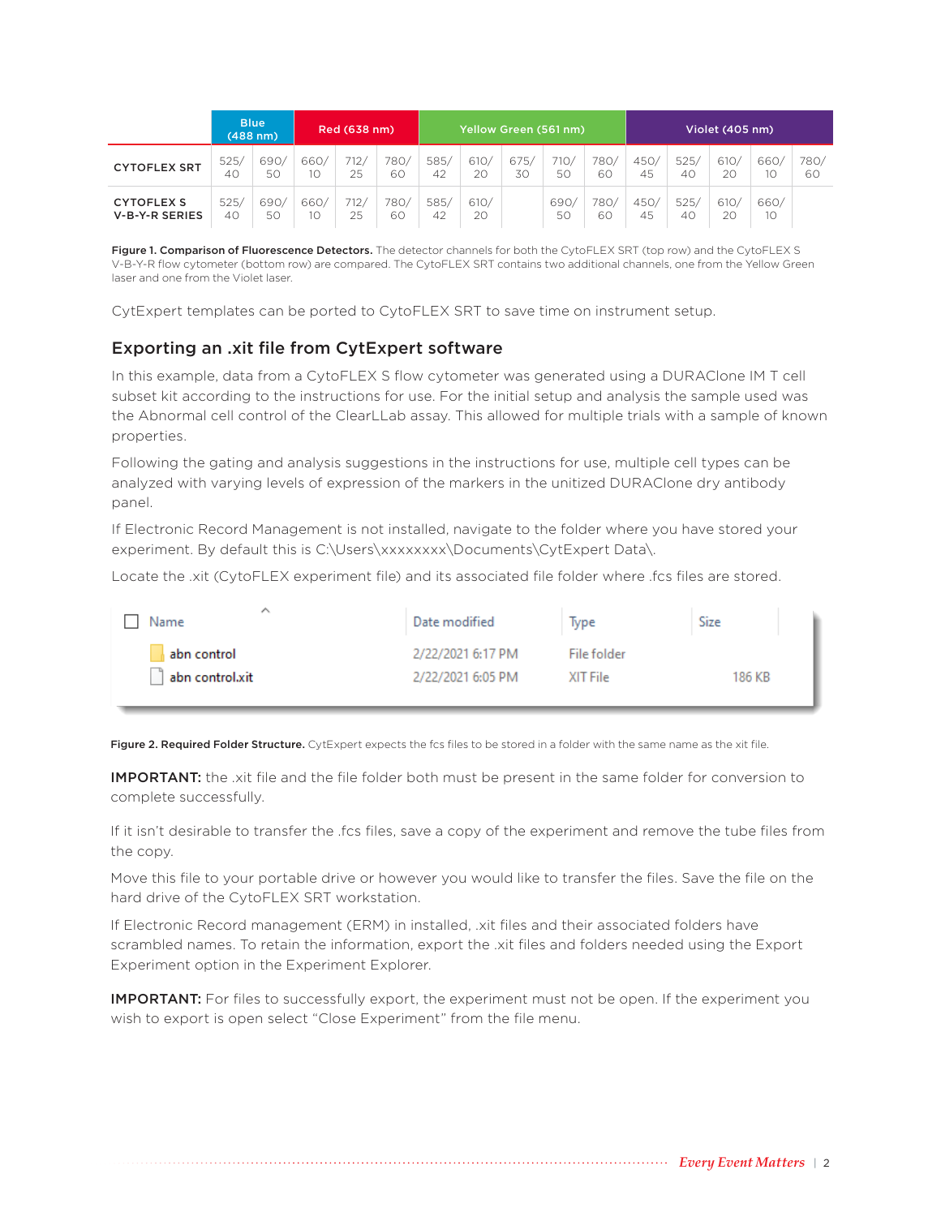| | Blue (488 nm) | | Red (638 nm) | | | Yellow Green (561 nm) | | | | | Violet (405 nm) | | | | |
|---|---|---|---|---|---|---|---|---|---|---|---|---|---|---|---|
| **CYTOFLEX SRT** | 525/40 | 690/50 | 660/10 | 712/25 | 780/60 | 585/42 | 610/20 | 675/30 | 710/50 | 780/60 | 450/45 | 525/40 | 610/20 | 660/10 | 780/60 |
| **CYTOFLEX S V-B-Y-R SERIES** | 525/40 | 690/50 | 660/10 | 712/25 | 780/60 | 585/42 | 610/20 | | 690/50 | 780/60 | 450/45 | 525/40 | 610/20 | 660/10 | |

**Figure 1. Comparison of Fluorescence Detectors.** The detector channels for both the CytoFLEX SRT (top row) and the CytoFLEX S V-B-Y-R flow cytometer (bottom row) are compared. The CytoFLEX SRT contains two additional channels, one from the Yellow Green laser and one from the Violet laser.

CytExpert templates can be ported to CytoFLEX SRT to save time on instrument setup.

## Exporting an .xit file from CytExpert software

In this example, data from a CytoFLEX S flow cytometer was generated using a DURAClone IM T cell subset kit according to the instructions for use. For the initial setup and analysis the sample used was the Abnormal cell control of the ClearLLab assay. This allowed for multiple trials with a sample of known properties.

Following the gating and analysis suggestions in the instructions for use, multiple cell types can be analyzed with varying levels of expression of the markers in the unitized DURAClone dry antibody panel.

If Electronic Record Management is not installed, navigate to the folder where you have stored your experiment. By default this is C:\Users\xxxxxxxx\Documents\CytExpert Data\.

Locate the .xit (CytoFLEX experiment file) and its associated file folder where .fcs files are stored.

| Name | Date modified | Type | Size |
|---|---|---|---|
| abn control | 2/22/2021 6:17 PM | File folder | |
| abn control.xit | 2/22/2021 6:05 PM | XIT File | 186 KB |

**Figure 2. Required Folder Structure.** CytExpert expects the fcs files to be stored in a folder with the same name as the xit file.

**IMPORTANT:** the .xit file and the file folder both must be present in the same folder for conversion to complete successfully.

If it isn't desirable to transfer the .fcs files, save a copy of the experiment and remove the tube files from the copy.

Move this file to your portable drive or however you would like to transfer the files. Save the file on the hard drive of the CytoFLEX SRT workstation.

If Electronic Record management (ERM) in installed, .xit files and their associated folders have scrambled names. To retain the information, export the .xit files and folders needed using the Export Experiment option in the Experiment Explorer.

**IMPORTANT:** For files to successfully export, the experiment must not be open. If the experiment you wish to export is open select "Close Experiment" from the file menu.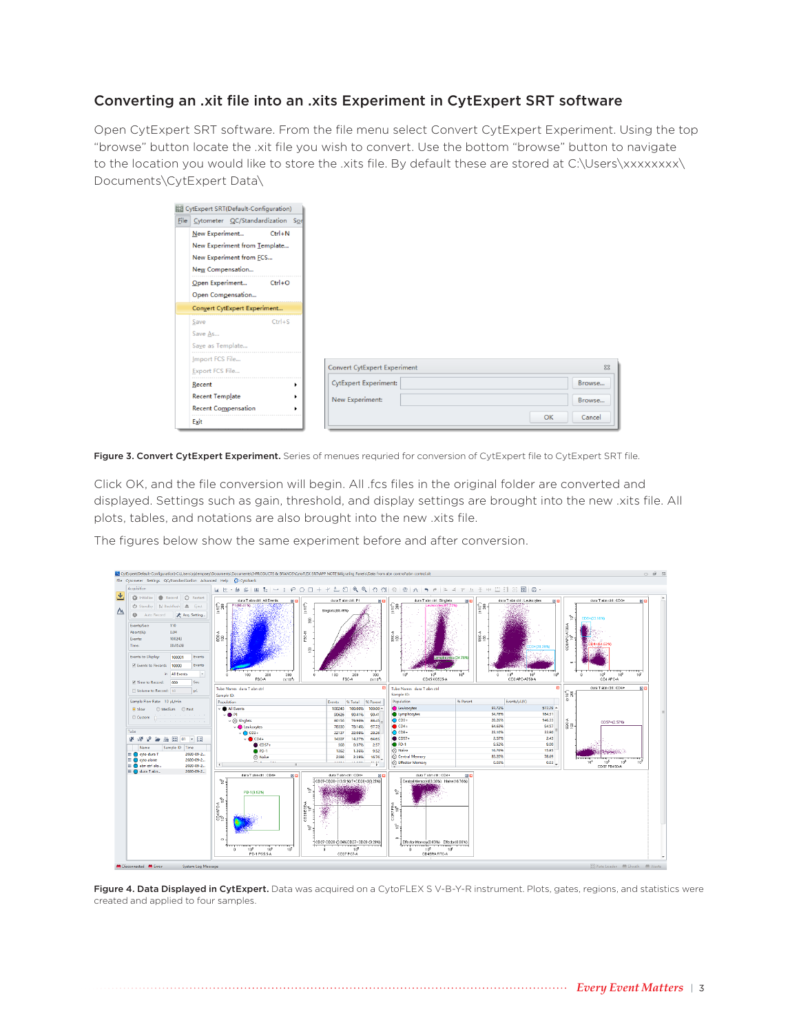## Converting an .xit file into an .xits Experiment in CytExpert SRT software

Open CytExpert SRT software. From the file menu select Convert CytExpert Experiment. Using the top "browse" button locate the .xit file you wish to convert. Use the bottom "browse" button to navigate to the location you would like to store the .xits file. By default these are stored at C:\Users\xxxxxxxx\Documents\CytExpert Data\

**Figure 3. Convert CytExpert Experiment.** Series of menues requried for conversion of CytExpert file to CytExpert SRT file.

Click OK, and the file conversion will begin. All .fcs files in the original folder are converted and displayed. Settings such as gain, threshold, and display settings are brought into the new .xits file. All plots, tables, and notations are also brought into the new .xits file.

The figures below show the same experiment before and after conversion.

**Figure 4. Data Displayed in CytExpert.** Data was acquired on a CytoFLEX S V-B-Y-R instrument. Plots, gates, regions, and statistics were created and applied to four samples.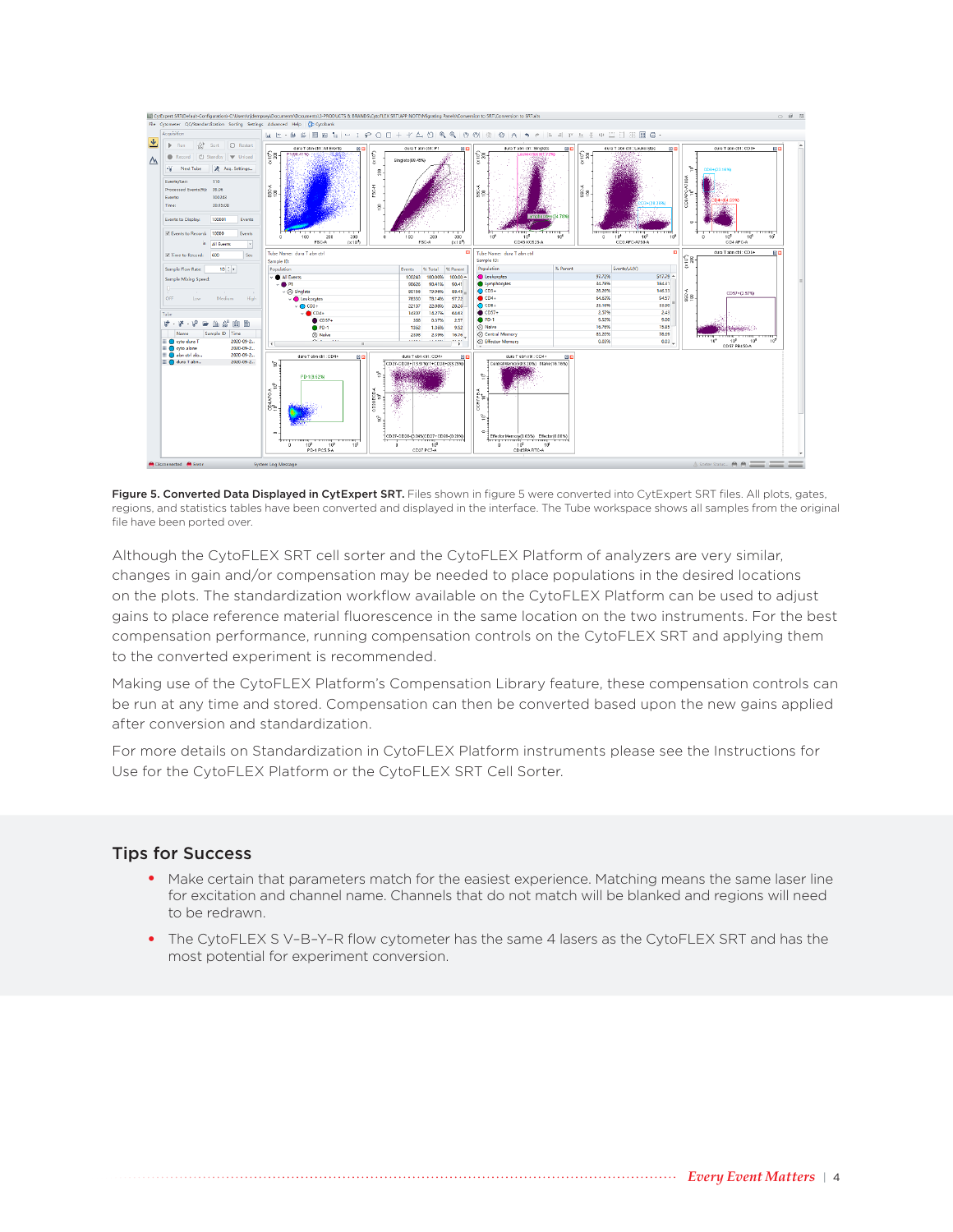**Figure 5. Converted Data Displayed in CytExpert SRT.** Files shown in figure 5 were converted into CytExpert SRT files. All plots, gates, regions, and statistics tables have been converted and displayed in the interface. The Tube workspace shows all samples from the original file have been ported over.

Although the CytoFLEX SRT cell sorter and the CytoFLEX Platform of analyzers are very similar, changes in gain and/or compensation may be needed to place populations in the desired locations on the plots. The standardization workflow available on the CytoFLEX Platform can be used to adjust gains to place reference material fluorescence in the same location on the two instruments. For the best compensation performance, running compensation controls on the CytoFLEX SRT and applying them to the converted experiment is recommended.

Making use of the CytoFLEX Platform's Compensation Library feature, these compensation controls can be run at any time and stored. Compensation can then be converted based upon the new gains applied after conversion and standardization.

For more details on Standardization in CytoFLEX Platform instruments please see the Instructions for Use for the CytoFLEX Platform or the CytoFLEX SRT Cell Sorter.

## Tips for Success

- Make certain that parameters match for the easiest experience. Matching means the same laser line for excitation and channel name. Channels that do not match will be blanked and regions will need to be redrawn.
- The CytoFLEX S V-B-Y-R flow cytometer has the same 4 lasers as the CytoFLEX SRT and has the most potential for experiment conversion.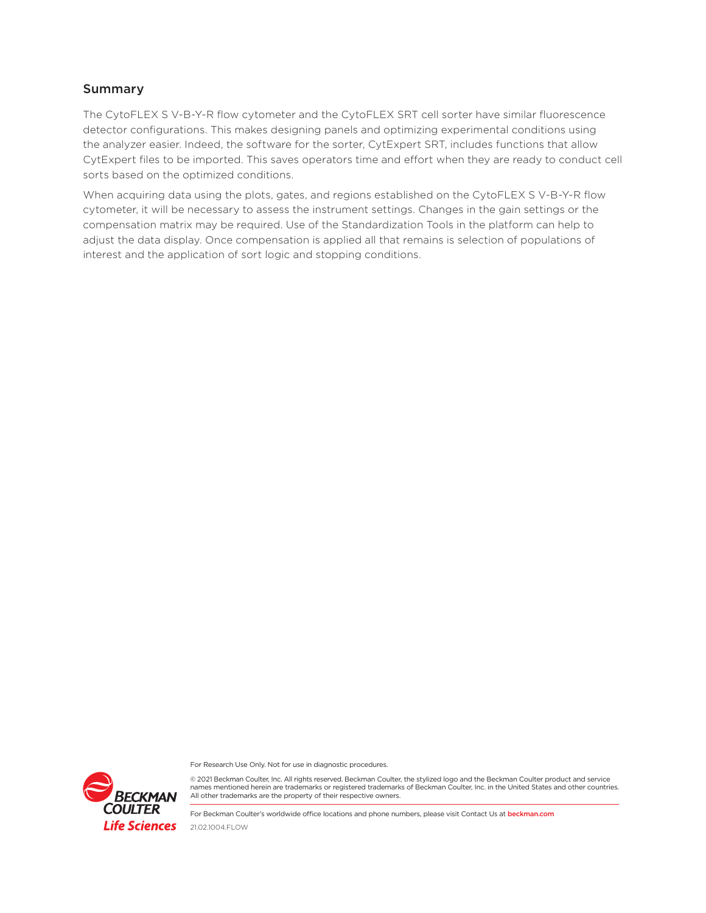## Summary

The CytoFLEX S V-B-Y-R flow cytometer and the CytoFLEX SRT cell sorter have similar fluorescence detector configurations. This makes designing panels and optimizing experimental conditions using the analyzer easier. Indeed, the software for the sorter, CytExpert SRT, includes functions that allow CytExpert files to be imported. This saves operators time and effort when they are ready to conduct cell sorts based on the optimized conditions.

When acquiring data using the plots, gates, and regions established on the CytoFLEX S V-B-Y-R flow cytometer, it will be necessary to assess the instrument settings. Changes in the gain settings or the compensation matrix may be required. Use of the Standardization Tools in the platform can help to adjust the data display. Once compensation is applied all that remains is selection of populations of interest and the application of sort logic and stopping conditions.

For Research Use Only. Not for use in diagnostic procedures.

© 2021 Beckman Coulter, Inc. All rights reserved. Beckman Coulter, the stylized logo and the Beckman Coulter product and service names mentioned herein are trademarks or registered trademarks of Beckman Coulter, Inc. in the United States and other countries. All other trademarks are the property of their respective owners.

For Beckman Coulter's worldwide office locations and phone numbers, please visit Contact Us at beckman.com

21.02.1004.FLOW